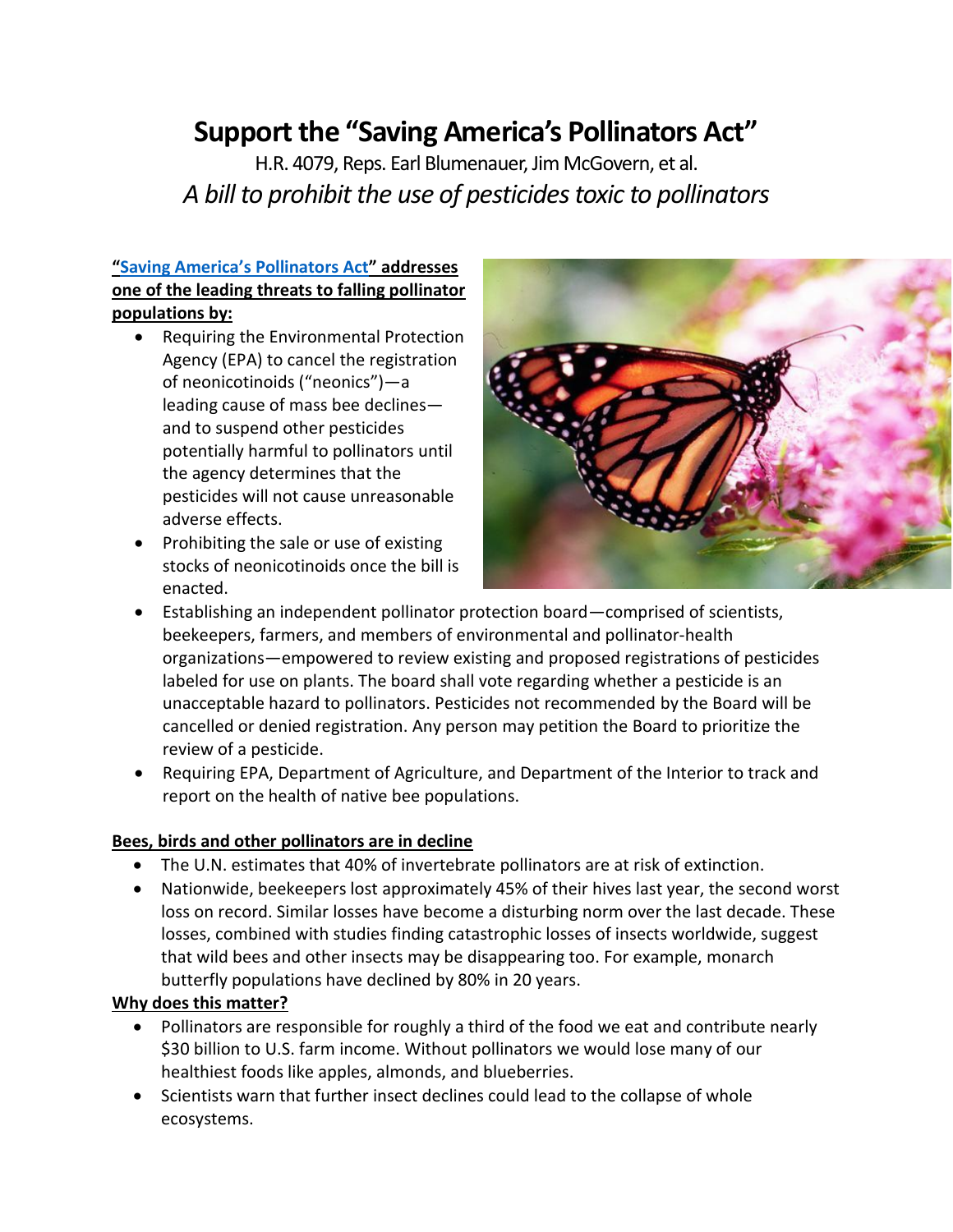# Support the "Saving America's Pollinators Act"

H.R. 4079, Reps. Earl Blumenauer, Jim McGovern, et al.

*A bill to prohibit the use of pesticides toxic to pollinators*

**"Saving America's Pollinators Act" addresses one of the leading threats to falling pollinator populations by:**

- Requiring the Environmental Protection Agency (EPA) to cancel the registration of neonicotinoids ("neonics")—a leading cause of mass bee declines—and to suspend other pesticides potentially harmful to pollinators until the agency determines that the pesticides will not cause unreasonable adverse effects.
- Prohibiting the sale or use of existing stocks of neonicotinoids once the bill is enacted.
- Establishing an independent pollinator protection board—comprised of scientists, beekeepers, farmers, and members of environmental and pollinator-health organizations—empowered to review existing and proposed registrations of pesticides labeled for use on plants. The board shall vote regarding whether a pesticide is an unacceptable hazard to pollinators. Pesticides not recommended by the Board will be cancelled or denied registration. Any person may petition the Board to prioritize the review of a pesticide.
- Requiring EPA, Department of Agriculture, and Department of the Interior to track and report on the health of native bee populations.

**Bees, birds and other pollinators are in decline**

- The U.N. estimates that 40% of invertebrate pollinators are at risk of extinction.
- Nationwide, beekeepers lost approximately 45% of their hives last year, the second worst loss on record. Similar losses have become a disturbing norm over the last decade. These losses, combined with studies finding catastrophic losses of insects worldwide, suggest that wild bees and other insects may be disappearing too. For example, monarch butterfly populations have declined by 80% in 20 years.

**Why does this matter?**

- Pollinators are responsible for roughly a third of the food we eat and contribute nearly $30 billion to U.S. farm income. Without pollinators we would lose many of our healthiest foods like apples, almonds, and blueberries.
- Scientists warn that further insect declines could lead to the collapse of whole ecosystems.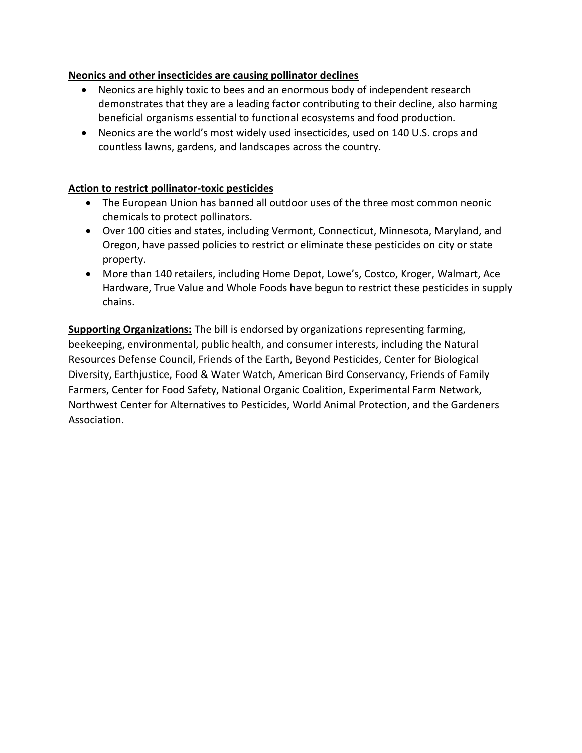**Neonics and other insecticides are causing pollinator declines**

- Neonics are highly toxic to bees and an enormous body of independent research demonstrates that they are a leading factor contributing to their decline, also harming beneficial organisms essential to functional ecosystems and food production.
- Neonics are the world's most widely used insecticides, used on 140 U.S. crops and countless lawns, gardens, and landscapes across the country.

**Action to restrict pollinator-toxic pesticides**

- The European Union has banned all outdoor uses of the three most common neonic chemicals to protect pollinators.
- Over 100 cities and states, including Vermont, Connecticut, Minnesota, Maryland, and Oregon, have passed policies to restrict or eliminate these pesticides on city or state property.
- More than 140 retailers, including Home Depot, Lowe's, Costco, Kroger, Walmart, Ace Hardware, True Value and Whole Foods have begun to restrict these pesticides in supply chains.

**Supporting Organizations:** The bill is endorsed by organizations representing farming, beekeeping, environmental, public health, and consumer interests, including the Natural Resources Defense Council, Friends of the Earth, Beyond Pesticides, Center for Biological Diversity, Earthjustice, Food & Water Watch, American Bird Conservancy, Friends of Family Farmers, Center for Food Safety, National Organic Coalition, Experimental Farm Network, Northwest Center for Alternatives to Pesticides, World Animal Protection, and the Gardeners Association.